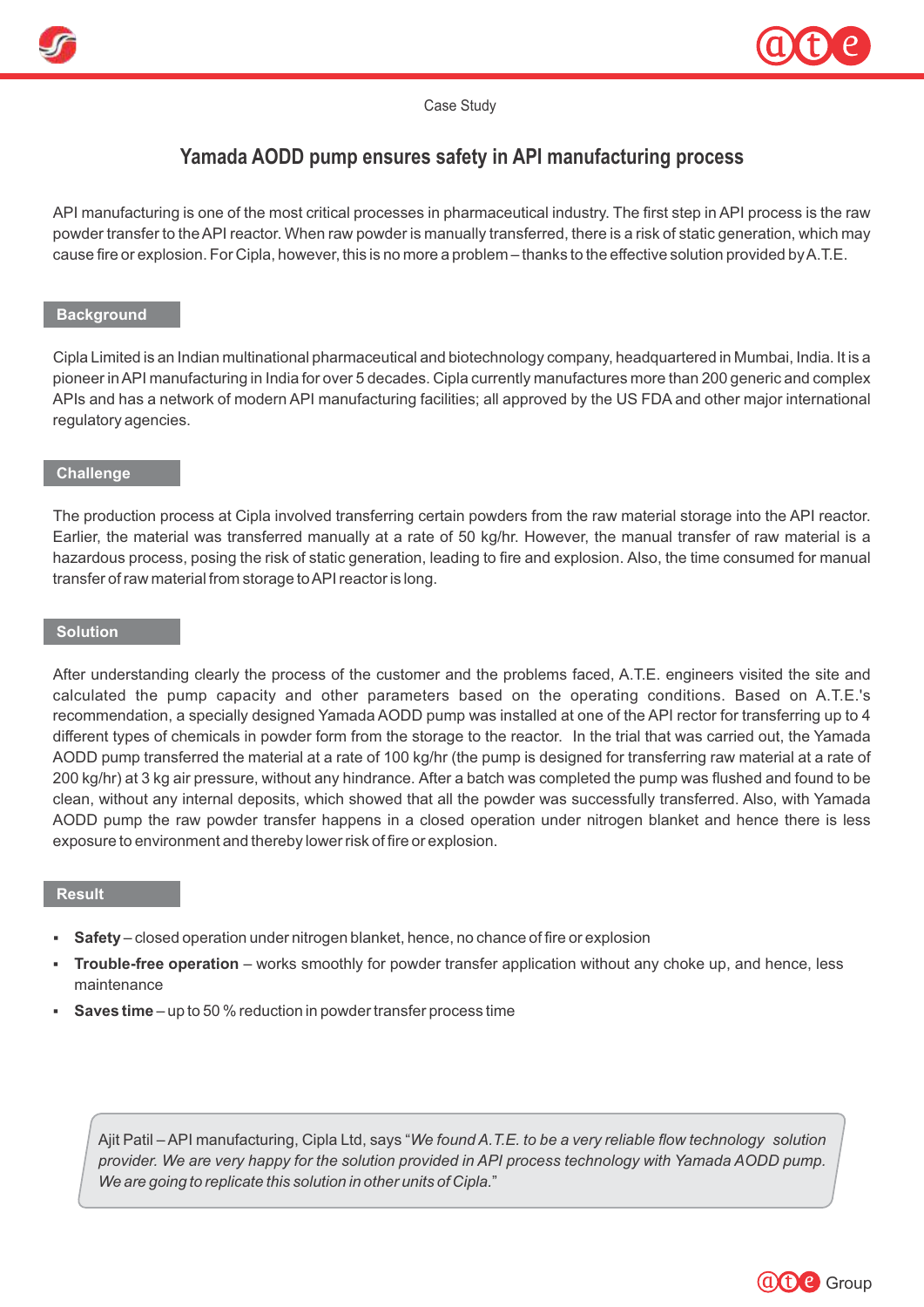Case Study

# Yamada AODD pump ensures safety in API manufacturing process

API manufacturing is one of the most critical processes in pharmaceutical industry. The first step in API process is the raw powder transfer to the API reactor. When raw powder is manually transferred, there is a risk of static generation, which may cause fire or explosion. For Cipla, however, this is no more a problem – thanks to the effective solution provided by A.T.E.

## Background

Cipla Limited is an Indian multinational pharmaceutical and biotechnology company, headquartered in Mumbai, India. It is a pioneer in API manufacturing in India for over 5 decades. Cipla currently manufactures more than 200 generic and complex APIs and has a network of modern API manufacturing facilities; all approved by the US FDA and other major international regulatory agencies.

## Challenge

The production process at Cipla involved transferring certain powders from the raw material storage into the API reactor. Earlier, the material was transferred manually at a rate of 50 kg/hr. However, the manual transfer of raw material is a hazardous process, posing the risk of static generation, leading to fire and explosion. Also, the time consumed for manual transfer of raw material from storage to API reactor is long.

## Solution

After understanding clearly the process of the customer and the problems faced, A.T.E. engineers visited the site and calculated the pump capacity and other parameters based on the operating conditions. Based on A.T.E.'s recommendation, a specially designed Yamada AODD pump was installed at one of the API rector for transferring up to 4 different types of chemicals in powder form from the storage to the reactor. In the trial that was carried out, the Yamada AODD pump transferred the material at a rate of 100 kg/hr (the pump is designed for transferring raw material at a rate of 200 kg/hr) at 3 kg air pressure, without any hindrance. After a batch was completed the pump was flushed and found to be clean, without any internal deposits, which showed that all the powder was successfully transferred. Also, with Yamada AODD pump the raw powder transfer happens in a closed operation under nitrogen blanket and hence there is less exposure to environment and thereby lower risk of fire or explosion.

## Result

- **Safety** – closed operation under nitrogen blanket, hence, no chance of fire or explosion
- **Trouble-free operation** – works smoothly for powder transfer application without any choke up, and hence, less maintenance
- **Saves time** – up to 50 % reduction in powder transfer process time

> Ajit Patil – API manufacturing, Cipla Ltd, says "*We found A.T.E. to be a very reliable flow technology solution provider. We are very happy for the solution provided in API process technology with Yamada AODD pump. We are going to replicate this solution in other units of Cipla.*"

ate Group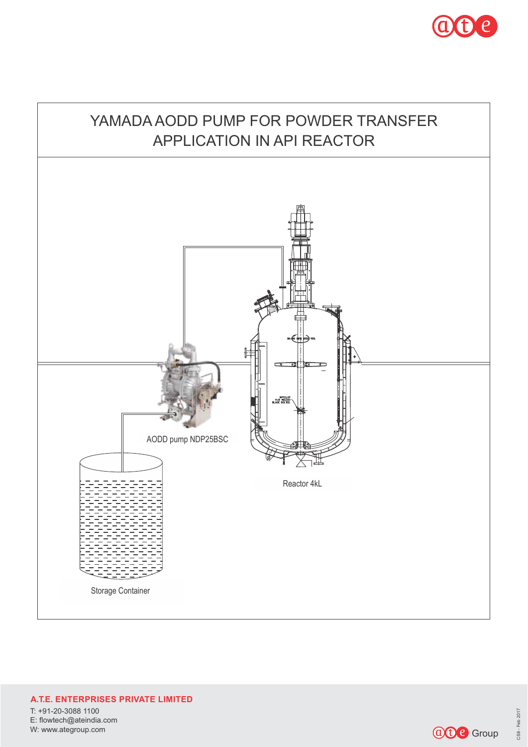# YAMADA AODD PUMP FOR POWDER TRANSFER APPLICATION IN API REACTOR

AODD pump NDP25BSC

Reactor 4kL

Storage Container

**A.T.E. ENTERPRISES PRIVATE LIMITED**

T: +91-20-3088 1100
E: flowtech@ateindia.com
W: www.ategroup.com

CS8 - Feb 2017